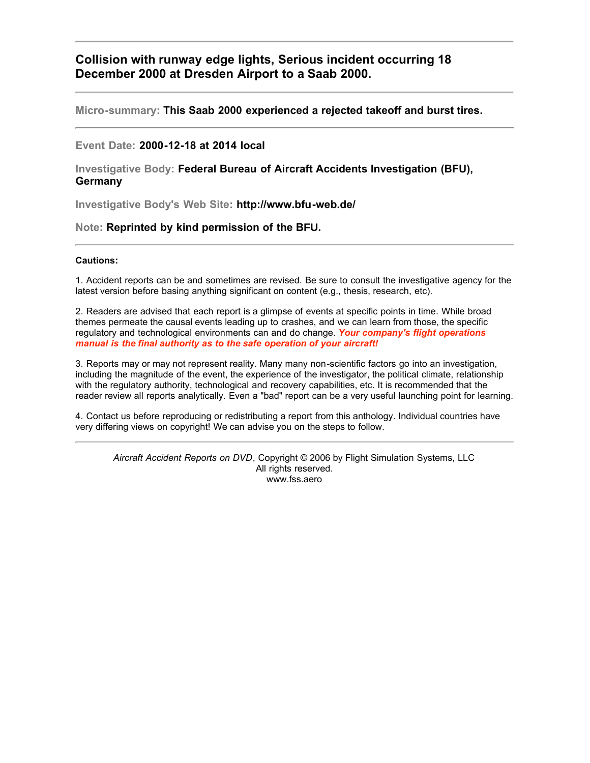# Collision with runway edge lights, Serious incident occurring 18 December 2000 at Dresden Airport to a Saab 2000.

---

**Micro-summary:** **This Saab 2000 experienced a rejected takeoff and burst tires.**

---

**Event Date:** **2000-12-18 at 2014 local**

**Investigative Body:** **Federal Bureau of Aircraft Accidents Investigation (BFU), Germany**

**Investigative Body's Web Site:** **http://www.bfu-web.de/**

**Note:** **Reprinted by kind permission of the BFU.**

---

**Cautions:**

1. Accident reports can be and sometimes are revised. Be sure to consult the investigative agency for the latest version before basing anything significant on content (e.g., thesis, research, etc).

2. Readers are advised that each report is a glimpse of events at specific points in time. While broad themes permeate the causal events leading up to crashes, and we can learn from those, the specific regulatory and technological environments can and do change. ***Your company's flight operations manual is the final authority as to the safe operation of your aircraft!***

3. Reports may or may not represent reality. Many many non-scientific factors go into an investigation, including the magnitude of the event, the experience of the investigator, the political climate, relationship with the regulatory authority, technological and recovery capabilities, etc. It is recommended that the reader review all reports analytically. Even a "bad" report can be a very useful launching point for learning.

4. Contact us before reproducing or redistributing a report from this anthology. Individual countries have very differing views on copyright! We can advise you on the steps to follow.

---

*Aircraft Accident Reports on DVD*, Copyright © 2006 by Flight Simulation Systems, LLC
All rights reserved.
www.fss.aero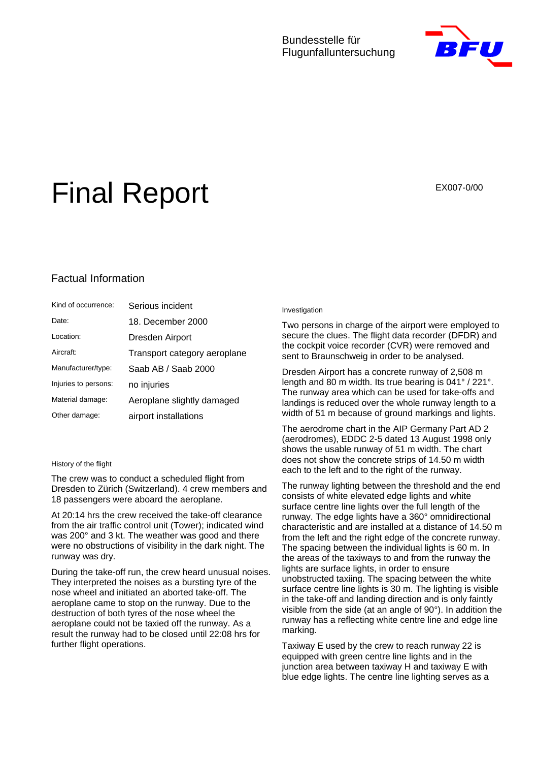Bundesstelle für Flugunfalluntersuchung

# Final Report

EX007-0/00

## Factual Information

| Kind of occurrence: | Serious incident |
|---|---|
| Date: | 18. December 2000 |
| Location: | Dresden Airport |
| Aircraft: | Transport category aeroplane |
| Manufacturer/type: | Saab AB / Saab 2000 |
| Injuries to persons: | no injuries |
| Material damage: | Aeroplane slightly damaged |
| Other damage: | airport installations |

### History of the flight

The crew was to conduct a scheduled flight from Dresden to Zürich (Switzerland). 4 crew members and 18 passengers were aboard the aeroplane.

At 20:14 hrs the crew received the take-off clearance from the air traffic control unit (Tower); indicated wind was 200° and 3 kt. The weather was good and there were no obstructions of visibility in the dark night. The runway was dry.

During the take-off run, the crew heard unusual noises. They interpreted the noises as a bursting tyre of the nose wheel and initiated an aborted take-off. The aeroplane came to stop on the runway. Due to the destruction of both tyres of the nose wheel the aeroplane could not be taxied off the runway. As a result the runway had to be closed until 22:08 hrs for further flight operations.

### Investigation

Two persons in charge of the airport were employed to secure the clues. The flight data recorder (DFDR) and the cockpit voice recorder (CVR) were removed and sent to Braunschweig in order to be analysed.

Dresden Airport has a concrete runway of 2,508 m length and 80 m width. Its true bearing is 041° / 221°. The runway area which can be used for take-offs and landings is reduced over the whole runway length to a width of 51 m because of ground markings and lights.

The aerodrome chart in the AIP Germany Part AD 2 (aerodromes), EDDC 2-5 dated 13 August 1998 only shows the usable runway of 51 m width. The chart does not show the concrete strips of 14.50 m width each to the left and to the right of the runway.

The runway lighting between the threshold and the end consists of white elevated edge lights and white surface centre line lights over the full length of the runway. The edge lights have a 360° omnidirectional characteristic and are installed at a distance of 14.50 m from the left and the right edge of the concrete runway. The spacing between the individual lights is 60 m. In the areas of the taxiways to and from the runway the lights are surface lights, in order to ensure unobstructed taxiing. The spacing between the white surface centre line lights is 30 m. The lighting is visible in the take-off and landing direction and is only faintly visible from the side (at an angle of 90°). In addition the runway has a reflecting white centre line and edge line marking.

Taxiway E used by the crew to reach runway 22 is equipped with green centre line lights and in the junction area between taxiway H and taxiway E with blue edge lights. The centre line lighting serves as a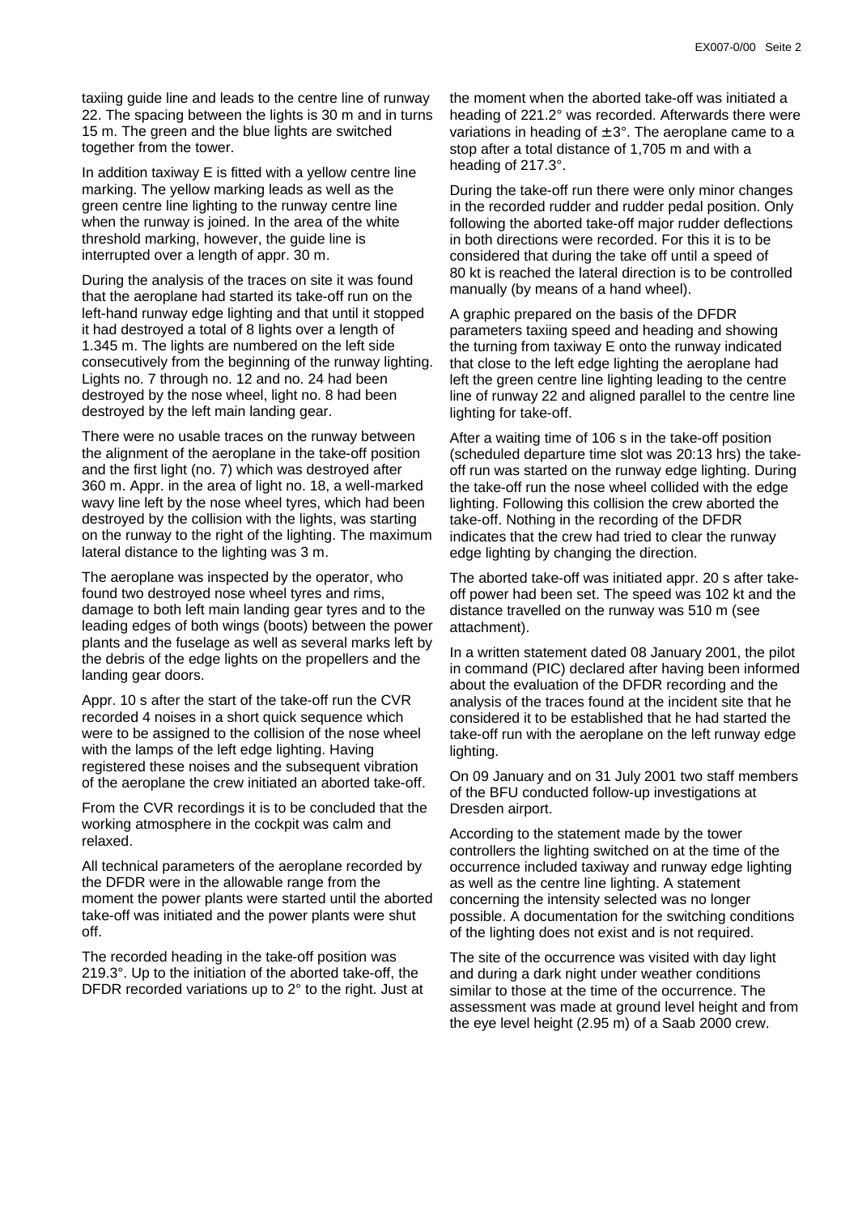taxiing guide line and leads to the centre line of runway 22. The spacing between the lights is 30 m and in turns 15 m. The green and the blue lights are switched together from the tower.

In addition taxiway E is fitted with a yellow centre line marking. The yellow marking leads as well as the green centre line lighting to the runway centre line when the runway is joined. In the area of the white threshold marking, however, the guide line is interrupted over a length of appr. 30 m.

During the analysis of the traces on site it was found that the aeroplane had started its take-off run on the left-hand runway edge lighting and that until it stopped it had destroyed a total of 8 lights over a length of 1.345 m. The lights are numbered on the left side consecutively from the beginning of the runway lighting. Lights no. 7 through no. 12 and no. 24 had been destroyed by the nose wheel, light no. 8 had been destroyed by the left main landing gear.

There were no usable traces on the runway between the alignment of the aeroplane in the take-off position and the first light (no. 7) which was destroyed after 360 m. Appr. in the area of light no. 18, a well-marked wavy line left by the nose wheel tyres, which had been destroyed by the collision with the lights, was starting on the runway to the right of the lighting. The maximum lateral distance to the lighting was 3 m.

The aeroplane was inspected by the operator, who found two destroyed nose wheel tyres and rims, damage to both left main landing gear tyres and to the leading edges of both wings (boots) between the power plants and the fuselage as well as several marks left by the debris of the edge lights on the propellers and the landing gear doors.

Appr. 10 s after the start of the take-off run the CVR recorded 4 noises in a short quick sequence which were to be assigned to the collision of the nose wheel with the lamps of the left edge lighting. Having registered these noises and the subsequent vibration of the aeroplane the crew initiated an aborted take-off.

From the CVR recordings it is to be concluded that the working atmosphere in the cockpit was calm and relaxed.

All technical parameters of the aeroplane recorded by the DFDR were in the allowable range from the moment the power plants were started until the aborted take-off was initiated and the power plants were shut off.

The recorded heading in the take-off position was 219.3°. Up to the initiation of the aborted take-off, the DFDR recorded variations up to 2° to the right. Just at the moment when the aborted take-off was initiated a heading of 221.2° was recorded. Afterwards there were variations in heading of ± 3°. The aeroplane came to a stop after a total distance of 1,705 m and with a heading of 217.3°.

During the take-off run there were only minor changes in the recorded rudder and rudder pedal position. Only following the aborted take-off major rudder deflections in both directions were recorded. For this it is to be considered that during the take off until a speed of 80 kt is reached the lateral direction is to be controlled manually (by means of a hand wheel).

A graphic prepared on the basis of the DFDR parameters taxiing speed and heading and showing the turning from taxiway E onto the runway indicated that close to the left edge lighting the aeroplane had left the green centre line lighting leading to the centre line of runway 22 and aligned parallel to the centre line lighting for take-off.

After a waiting time of 106 s in the take-off position (scheduled departure time slot was 20:13 hrs) the take-off run was started on the runway edge lighting. During the take-off run the nose wheel collided with the edge lighting. Following this collision the crew aborted the take-off. Nothing in the recording of the DFDR indicates that the crew had tried to clear the runway edge lighting by changing the direction.

The aborted take-off was initiated appr. 20 s after take-off power had been set. The speed was 102 kt and the distance travelled on the runway was 510 m (see attachment).

In a written statement dated 08 January 2001, the pilot in command (PIC) declared after having been informed about the evaluation of the DFDR recording and the analysis of the traces found at the incident site that he considered it to be established that he had started the take-off run with the aeroplane on the left runway edge lighting.

On 09 January and on 31 July 2001 two staff members of the BFU conducted follow-up investigations at Dresden airport.

According to the statement made by the tower controllers the lighting switched on at the time of the occurrence included taxiway and runway edge lighting as well as the centre line lighting. A statement concerning the intensity selected was no longer possible. A documentation for the switching conditions of the lighting does not exist and is not required.

The site of the occurrence was visited with day light and during a dark night under weather conditions similar to those at the time of the occurrence. The assessment was made at ground level height and from the eye level height (2.95 m) of a Saab 2000 crew.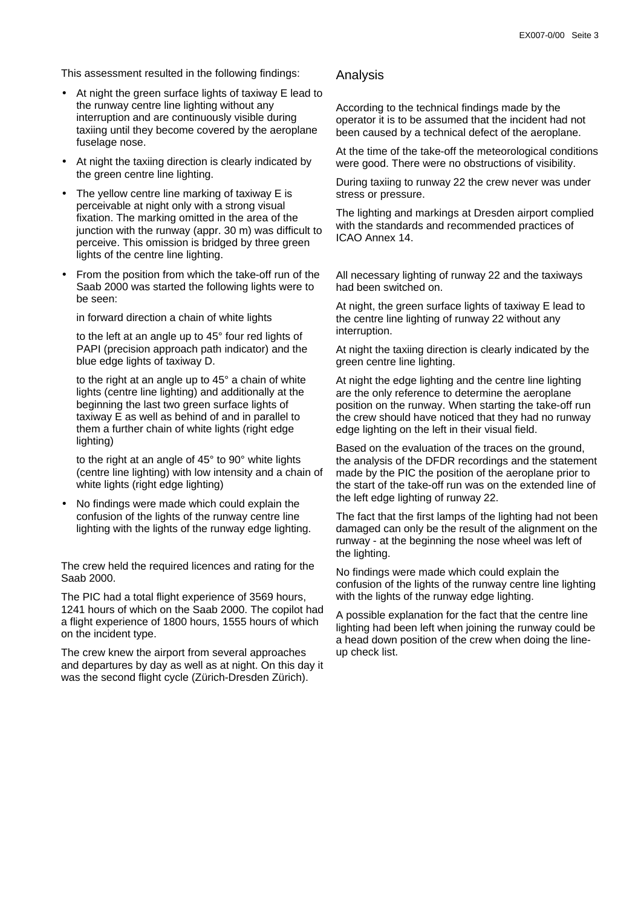This assessment resulted in the following findings:

- At night the green surface lights of taxiway E lead to the runway centre line lighting without any interruption and are continuously visible during taxiing until they become covered by the aeroplane fuselage nose.
- At night the taxiing direction is clearly indicated by the green centre line lighting.
- The yellow centre line marking of taxiway E is perceivable at night only with a strong visual fixation. The marking omitted in the area of the junction with the runway (appr. 30 m) was difficult to perceive. This omission is bridged by three green lights of the centre line lighting.
- From the position from which the take-off run of the Saab 2000 was started the following lights were to be seen:

  in forward direction a chain of white lights

  to the left at an angle up to 45° four red lights of PAPI (precision approach path indicator) and the blue edge lights of taxiway D.

  to the right at an angle up to 45° a chain of white lights (centre line lighting) and additionally at the beginning the last two green surface lights of taxiway E as well as behind of and in parallel to them a further chain of white lights (right edge lighting)

  to the right at an angle of 45° to 90° white lights (centre line lighting) with low intensity and a chain of white lights (right edge lighting)

- No findings were made which could explain the confusion of the lights of the runway centre line lighting with the lights of the runway edge lighting.

The crew held the required licences and rating for the Saab 2000.

The PIC had a total flight experience of 3569 hours, 1241 hours of which on the Saab 2000. The copilot had a flight experience of 1800 hours, 1555 hours of which on the incident type.

The crew knew the airport from several approaches and departures by day as well as at night. On this day it was the second flight cycle (Zürich-Dresden Zürich).

## Analysis

According to the technical findings made by the operator it is to be assumed that the incident had not been caused by a technical defect of the aeroplane.

At the time of the take-off the meteorological conditions were good. There were no obstructions of visibility.

During taxiing to runway 22 the crew never was under stress or pressure.

The lighting and markings at Dresden airport complied with the standards and recommended practices of ICAO Annex 14.

All necessary lighting of runway 22 and the taxiways had been switched on.

At night, the green surface lights of taxiway E lead to the centre line lighting of runway 22 without any interruption.

At night the taxiing direction is clearly indicated by the green centre line lighting.

At night the edge lighting and the centre line lighting are the only reference to determine the aeroplane position on the runway. When starting the take-off run the crew should have noticed that they had no runway edge lighting on the left in their visual field.

Based on the evaluation of the traces on the ground, the analysis of the DFDR recordings and the statement made by the PIC the position of the aeroplane prior to the start of the take-off run was on the extended line of the left edge lighting of runway 22.

The fact that the first lamps of the lighting had not been damaged can only be the result of the alignment on the runway - at the beginning the nose wheel was left of the lighting.

No findings were made which could explain the confusion of the lights of the runway centre line lighting with the lights of the runway edge lighting.

A possible explanation for the fact that the centre line lighting had been left when joining the runway could be a head down position of the crew when doing the line-up check list.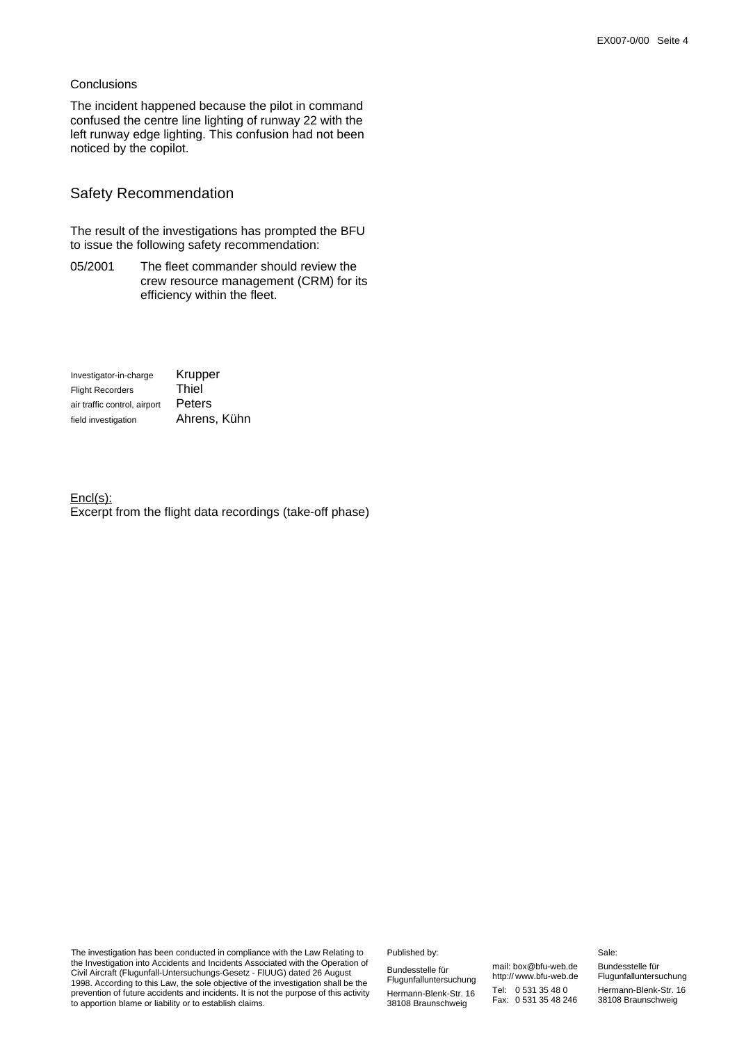Conclusions

The incident happened because the pilot in command confused the centre line lighting of runway 22 with the left runway edge lighting. This confusion had not been noticed by the copilot.

## Safety Recommendation

The result of the investigations has prompted the BFU to issue the following safety recommendation:

05/2001 The fleet commander should review the crew resource management (CRM) for its efficiency within the fleet.

| | |
|---|---|
| Investigator-in-charge | Krupper |
| Flight Recorders | Thiel |
| air traffic control, airport | Peters |
| field investigation | Ahrens, Kühn |

Encl(s):
Excerpt from the flight data recordings (take-off phase)

The investigation has been conducted in compliance with the Law Relating to the Investigation into Accidents and Incidents Associated with the Operation of Civil Aircraft (Flugunfall-Untersuchungs-Gesetz - FlUUG) dated 26 August 1998. According to this Law, the sole objective of the investigation shall be the prevention of future accidents and incidents. It is not the purpose of this activity to apportion blame or liability or to establish claims.

Published by:

Bundesstelle für Flugunfalluntersuchung
Hermann-Blenk-Str. 16
38108 Braunschweig

mail: box@bfu-web.de
http:// www.bfu-web.de
Tel: 0 531 35 48 0
Fax: 0 531 35 48 246

Sale:

Bundesstelle für Flugunfalluntersuchung
Hermann-Blenk-Str. 16
38108 Braunschweig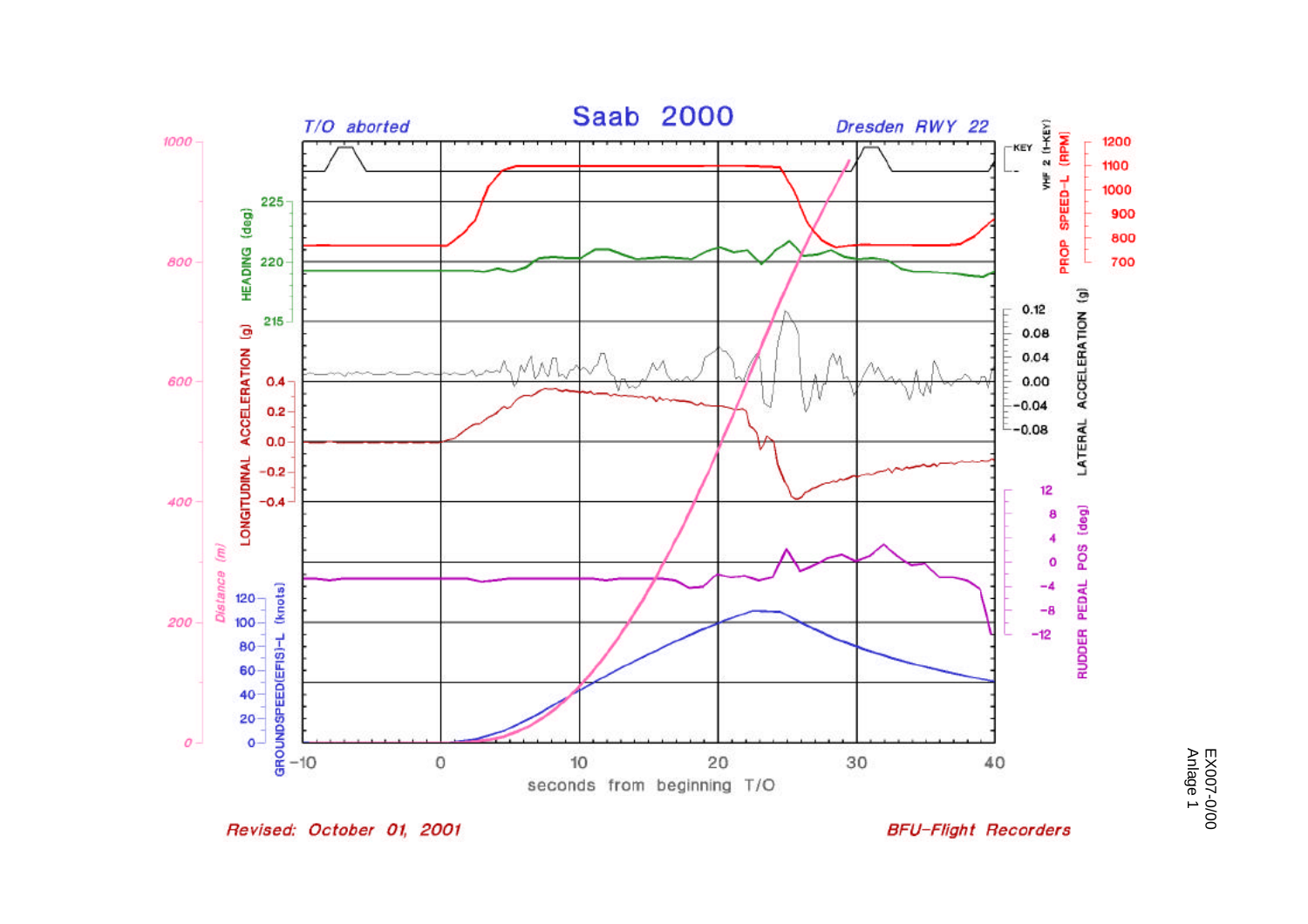# Saab 2000

T/O aborted

Dresden RWY 22

KEY

VHF 2 (1-KEY)

PROP SPEED-L (RPM)

1200
1100
1000
900
800
700

HEADING (deg)

225
220
215

LATERAL ACCELERATION (g)

0.12
0.08
0.04
0.00
-0.04
-0.08

LONGITUDINAL ACCELERATION (g)

0.4
0.2
0.0
-0.2
-0.4

RUDDER PEDAL POS (deg)

12
8
4
0
-4
-8
-12

Distance (m)

1000
800
600
400
200
0

GROUNDSPEED(EFIS)-L (knots)

120
100
80
60
40
20
0

-10 0 10 20 30 40

seconds from beginning T/O

Revised: October 01, 2001

BFU-Flight Recorders

EX007-0/00
Anlage 1